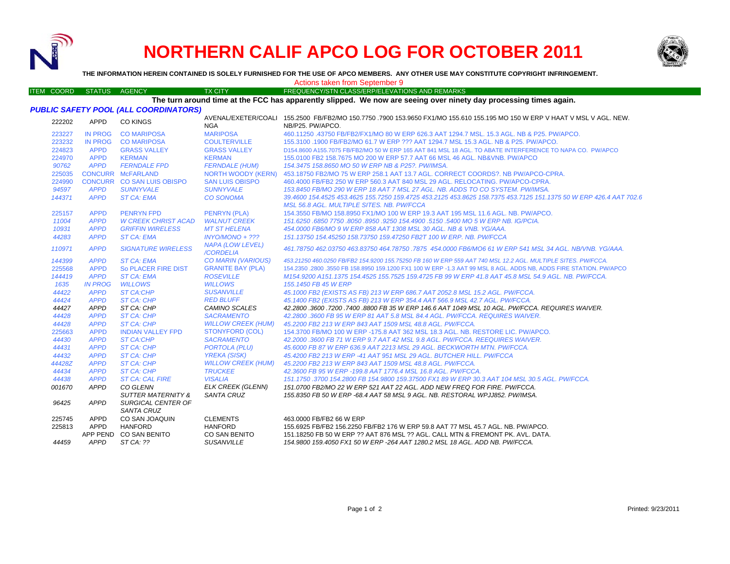# NORTHERN CALIF APCO LOG FOR OCTOBER 2011

**THE INFORMATION HEREIN CONTAINED IS SOLELY FURNISHED FOR THE USE OF APCO MEMBERS. ANY OTHER USE MAY CONSTITUTE COPYRIGHT INFRINGEMENT.**

Actions taken from September 9

**The turn around time at the FCC has apparently slipped. We now are seeing over ninety day processing times again.**

### *PUBLIC SAFETY POOL (ALL COORDINATORS)*

| ITEM COORD | STATUS | AGENCY | TX CITY | FREQUENCY/STN CLASS/ERP/ELEVATIONS AND REMARKS |
|---|---|---|---|---|
| 222202 | APPD | CO KINGS | AVENAL/EXETER/COALINGA | 155.2500 FB/FB2/MO 150.7750 .7900 153.9650 FX1/MO 155.610 155.195 MO 150 W ERP V HAAT V MSL V AGL. NEW. NB/P25. PW/APCO. |
| 223227 | IN PROG | CO MARIPOSA | MARIPOSA | 460.11250 .43750 FB/FB2/FX1/MO 80 W ERP 626.3 AAT 1294.7 MSL. 15.3 AGL. NB & P25. PW/APCO. |
| 223232 | IN PROG | CO MARIPOSA | COULTERVILLE | 155.3100 .1900 FB/FB2/MO 61.7 W ERP ??? AAT 1294.7 MSL 15.3 AGL. NB & P25. PW/APCO. |
| 224823 | APPD | GRASS VALLEY | GRASS VALLEY | D154.8600 A155.7075 FB/FB2/MO 50 W ERP 165 AAT 841 MSL 18 AGL. TO ABATE INTERFERENCE TO NAPA CO. PW/APCO |
| 224970 | APPD | KERMAN | KERMAN | 155.0100 FB2 158.7675 MO 200 W ERP 57.7 AAT 66 MSL 46 AGL. NB&VNB. PW/APCO |
| *90762* | *APPD* | *FERNDALE FPD* | *FERNDALE (HUM)* | *154.3475 158.8650 MO 50 W ERP NB & P25?. PW/IMSA.* |
| 225035 | CONCURR | McFARLAND | NORTH WOODY (KERN) | 453.18750 FB2/MO 75 W ERP 258.1 AAT 13.7 AGL. CORRECT COORDS?. NB PW/APCO-CPRA. |
| 224990 | CONCURR | CO SAN LUIS OBISPO | SAN LUIS OBISPO | 460.4000 FB/FB2 250 W ERP 560.3 AAT 840 MSL 29 AGL. RELOCATING. PW/APCO-CPRA. |
| *94597* | *APPD* | *SUNNYVALE* | *SUNNYVALE* | *153.8450 FB/MO 290 W ERP 18 AAT 7 MSL 27 AGL. NB. ADDS TO CO SYSTEM. PW/IMSA.* |
| *144371* | *APPD* | *ST CA: EMA* | *CO SONOMA* | *39.4600 154.4525 453.4625 155.7250 159.4725 453.2125 453.8625 158.7375 453.7125 151.1375 50 W ERP 426.4 AAT 702.6 MSL 56.8 AGL. MULTIPLE SITES. NB. PW/FCCA* |
| 225157 | APPD | PENRYN FPD | PENRYN (PLA) | 154.3550 FB/MO 158.8950 FX1/MO 100 W ERP 19.3 AAT 195 MSL 11.6 AGL. NB. PW/APCO. |
| *11004* | *APPD* | *W CREEK CHRIST ACAD* | *WALNUT CREEK* | *151.6250 .6850 7750 .8050 .8950 .9250 154.4900 .5150 .5400 MO 5 W ERP NB. IG/PCIA.* |
| *10931* | *APPD* | *GRIFFIN WIRELESS* | *MT ST HELENA* | *454.0000 FB6/MO 9 W ERP 858 AAT 1308 MSL 30 AGL. NB & VNB. YG/AAA.* |
| *44283* | *APPD* | *ST CA: EMA* | *INYO/MONO + ???* | *151.13750 154.45250 158.73750 159.47250 FB2T 100 W ERP. NB. PW/FCCA* |
| *110971* | *APPD* | *SIGNATURE WIRELESS* | *NAPA (LOW LEVEL) /CORDELIA* | *461.78750 462.03750 463.83750 464.78750 .7875 454.0000 FB6/MO6 61 W ERP 541 MSL 34 AGL. NB/VNB. YG/AAA.* |
| *144399* | *APPD* | *ST CA: EMA* | *CO MARIN (VARIOUS)* | *453.21250 460.0250 FB/FB2 154.9200 155.75250 FB 160 W ERP 559 AAT 740 MSL 12.2 AGL. MULTIPLE SITES. PW/FCCA.* |
| 225568 | APPD | So PLACER FIRE DIST | GRANITE BAY (PLA) | 154.2350 .2800 .3550 FB 158.8950 159.1200 FX1 100 W ERP -1.3 AAT 99 MSL 8 AGL. ADDS NB, ADDS FIRE STATION. PW/APCO |
| *144419* | *APPD* | *ST CA: EMA* | *ROSEVILLE* | *M154.9200 A151.1375 154.4525 155.7525 159.4725 FB 99 W ERP 41.8 AAT 45.8 MSL 54.9 AGL. NB. PW/FCCA.* |
| *1635* | *IN PROG* | *WILLOWS* | *WILLOWS* | *155.1450 FB 45 W ERP* |
| *44422* | *APPD* | *ST CA:CHP* | *SUSANVILLE* | *45.1000 FB2 (EXISTS AS FB) 213 W ERP 686.7 AAT 2052.8 MSL 15.2 AGL. PW/FCCA.* |
| *44424* | *APPD* | *ST CA: CHP* | *RED BLUFF* | *45.1400 FB2 (EXISTS AS FB) 213 W ERP 354.4 AAT 566.9 MSL 42.7 AGL. PW/FCCA.* |
| *44427* | *APPD* | *ST CA: CHP* | *CAMINO SCALES* | *42.2800 .3600 .7200 .7400 .8800 FB 35 W ERP 146.6 AAT 1049 MSL 10 AGL. PW/FCCA. REQUIRES WAIVER.* |
| *44428* | *APPD* | *ST CA: CHP* | *SACRAMENTO* | *42.2800 .3600 FB 95 W ERP 81 AAT 5.8 MSL 84.4 AGL. PW/FCCA. REQUIRES WAIVER.* |
| *44428* | *APPD* | *ST CA: CHP* | *WILLOW CREEK (HUM)* | *45.2200 FB2 213 W ERP 843 AAT 1509 MSL 48.8 AGL. PW/FCCA.* |
| 225663 | APPD | INDIAN VALLEY FPD | STONYFORD (COL) | 154.3700 FB/MO 100 W ERP -175.8 AAT 362 MSL 18.3 AGL. NB. RESTORE LIC. PW/APCO. |
| *44430* | *APPD* | *ST CA:CHP* | *SACRAMENTO* | *42.2000 .3600 FB 71 W ERP 9.7 AAT 42 MSL 9.8 AGL. PW/FCCA. REEQUIRES WAIVER.* |
| *44431* | *APPD* | *ST CA: CHP* | *PORTOLA (PLU)* | *45.6000 FB 87 W ERP 636.9 AAT 2213 MSL 29 AGL. BECKWORTH MTN. PW/FCCA.* |
| *44432* | *APPD* | *ST CA: CHP* | *YREKA (SISK)* | *45.4200 FB2 213 W ERP -41 AAT 951 MSL 29 AGL. BUTCHER HILL. PW/FCCA* |
| *44428Z* | *APPD* | *ST CA: CHP* | *WILLOW CREEK (HUM)* | *45.2200 FB2 213 W ERP 843 AAT 1509 MSL 48.8 AGL. PW/FCCA.* |
| *44434* | *APPD* | *ST CA: CHP* | *TRUCKEE* | *42.3600 FB 95 W ERP -199.8 AAT 1776.4 MSL 16.8 AGL. PW/FCCA.* |
| *44438* | *APPD* | *ST CA: CAL FIRE* | *VISALIA* | *151.1750 .3700 154.2800 FB 154.9800 159.37500 FX1 89 W ERP 30.3 AAT 104 MSL 30.5 AGL. PW/FCCA.* |
| *001670* | *APPD* | *CO GLENN* | *ELK CREEK (GLENN)* | *151.0700 FB2/MO 22 W ERP 521 AAT 22 AGL. ADD NEW FREQ FOR FIRE. PW/FCCA.* |
| *96425* | *APPD* | *SUTTER MATERNITY & SURGICAL CENTER OF SANTA CRUZ* | *SANTA CRUZ* | *155.8350 FB 50 W ERP -68.4 AAT 58 MSL 9 AGL. NB. RESTORAL WPJJ852. PW/IMSA.* |
| 225745 | APPD | CO SAN JOAQUIN | CLEMENTS | 463.0000 FB/FB2 66 W ERP |
| 225813 | APPD | HANFORD | HANFORD | 155.6925 FB/FB2 156.2250 FB/FB2 176 W ERP 59.8 AAT 77 MSL 45.7 AGL. NB. PW/APCO. |
| | APP PEND | CO SAN BENITO | CO SAN BENITO | 151.18250 FB 50 W ERP ?? AAT 876 MSL ?? AGL. CALL MTN & FREMONT PK. AVL. DATA. |
| *44459* | *APPD* | *ST CA: ??* | *SUSANVILLE* | *154.9800 159.4050 FX1 50 W ERP -264 AAT 1280.2 MSL 18 AGL. ADD NB. PW/FCCA.* |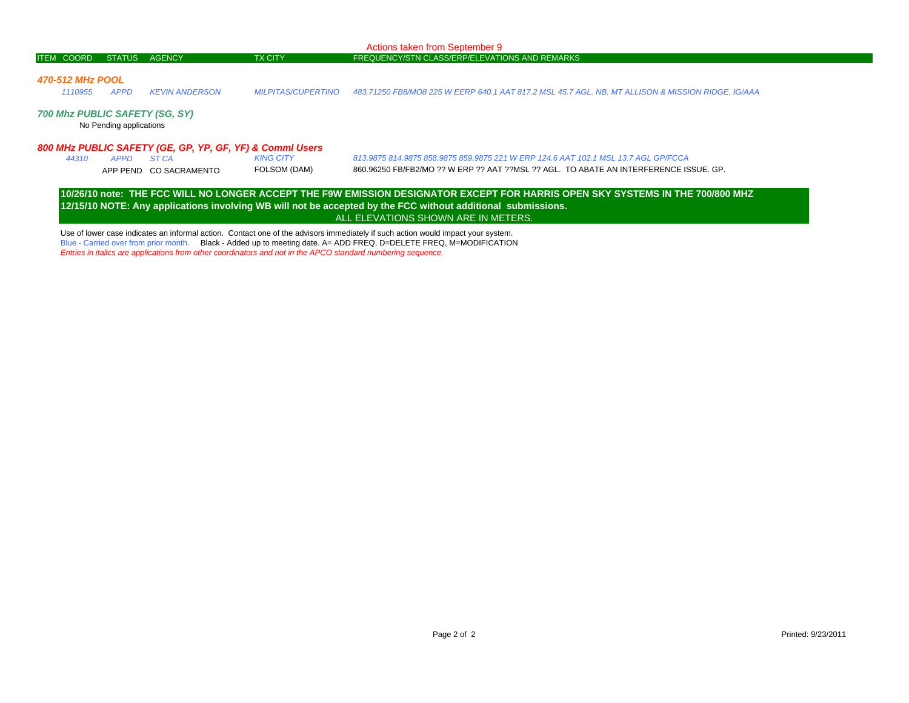Actions taken from September 9

| ITEM | COORD | STATUS | AGENCY | TX CITY | FREQUENCY/STN CLASS/ERP/ELEVATIONS AND REMARKS |
|---|---|---|---|---|---|

### *470-512 MHz POOL*

| | | | | | |
|---|---|---|---|---|---|
| | *1110955* | *APPD* | *KEVIN ANDERSON* | *MILPITAS/CUPERTINO* | *483.71250 FB8/MO8 225 W EERP 640.1 AAT 817.2 MSL 45.7 AGL. NB. MT ALLISON & MISSION RIDGE. IG/AAA* |

### *700 Mhz PUBLIC SAFETY (SG, SY)*

No Pending applications

### *800 MHz PUBLIC SAFETY (GE, GP, YP, GF, YF) & Comml Users*

| | | | | | |
|---|---|---|---|---|---|
| | *44310* | *APPD* | *ST CA* | *KING CITY* | *813.9875 814.9875 858.9875 859.9875 221 W ERP 124.6 AAT 102.1 MSL 13.7 AGL GP/FCCA* |
| | | APP PEND | CO SACRAMENTO | FOLSOM (DAM) | 860.96250 FB/FB2/MO ?? W ERP ?? AAT ??MSL ?? AGL. TO ABATE AN INTERFERENCE ISSUE. GP. |

**10/26/10 note: THE FCC WILL NO LONGER ACCEPT THE F9W EMISSION DESIGNATOR EXCEPT FOR HARRIS OPEN SKY SYSTEMS IN THE 700/800 MHZ**
**12/15/10 NOTE: Any applications involving WB will not be accepted by the FCC without additional submissions.**
ALL ELEVATIONS SHOWN ARE IN METERS.

Use of lower case indicates an informal action. Contact one of the advisors immediately if such action would impact your system.
Blue - Carried over from prior month. Black - Added up to meeting date. A= ADD FREQ, D=DELETE FREQ, M=MODIFICATION
*Entries in italics are applications from other coordinators and not in the APCO standard numbering sequence.*

Printed: 9/23/2011